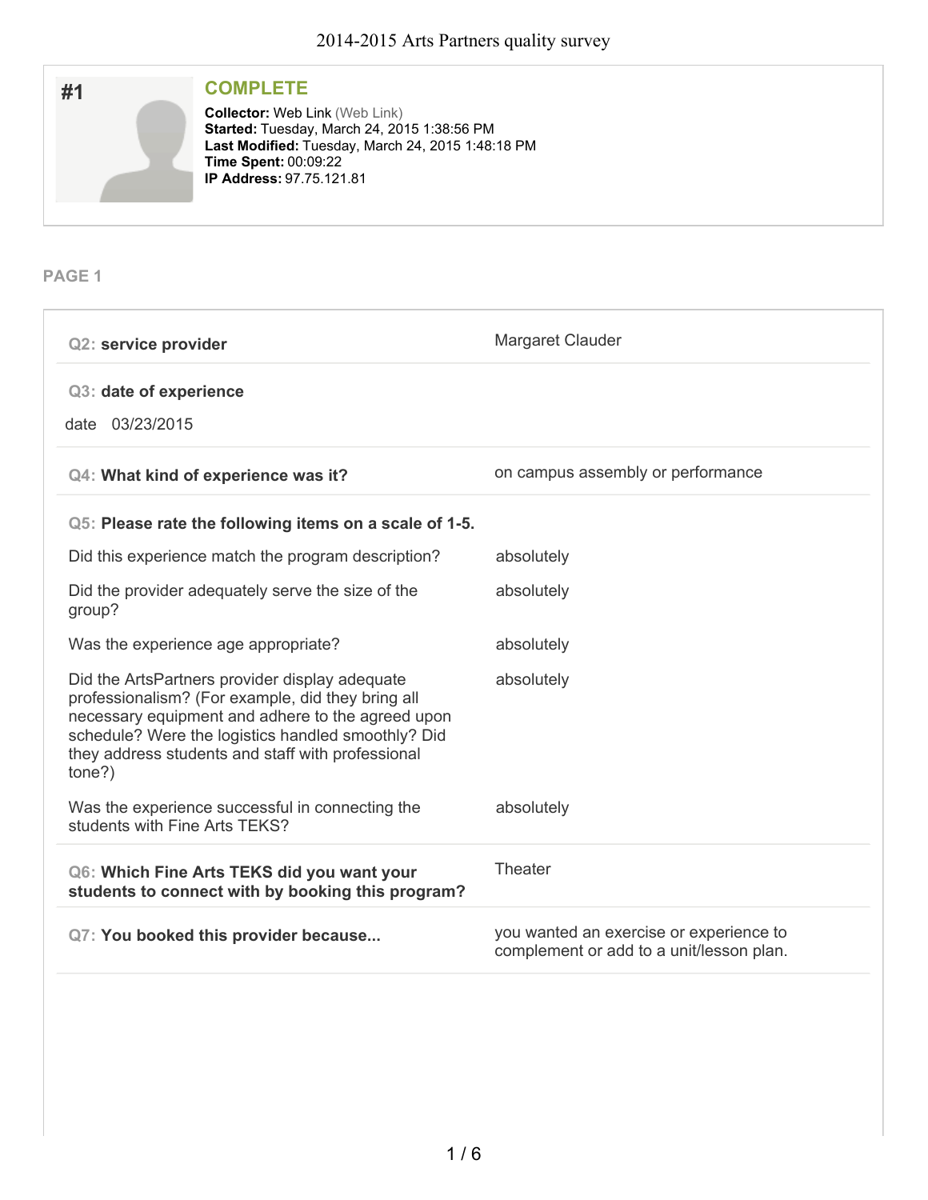# 2014-2015 Arts Partners quality survey

## #1

### COMPLETE

**Collector:** Web Link (Web Link)
**Started:** Tuesday, March 24, 2015 1:38:56 PM
**Last Modified:** Tuesday, March 24, 2015 1:48:18 PM
**Time Spent:** 00:09:22
**IP Address:** 97.75.121.81

## PAGE 1

**Q2: service provider**

Margaret Clauder

**Q3: date of experience**

date 03/23/2015

**Q4: What kind of experience was it?**

on campus assembly or performance

**Q5: Please rate the following items on a scale of 1-5.**

| | |
|---|---|
| Did this experience match the program description? | absolutely |
| Did the provider adequately serve the size of the group? | absolutely |
| Was the experience age appropriate? | absolutely |
| Did the ArtsPartners provider display adequate professionalism? (For example, did they bring all necessary equipment and adhere to the agreed upon schedule? Were the logistics handled smoothly? Did they address students and staff with professional tone?) | absolutely |
| Was the experience successful in connecting the students with Fine Arts TEKS? | absolutely |

**Q6: Which Fine Arts TEKS did you want your students to connect with by booking this program?**

Theater

**Q7: You booked this provider because...**

you wanted an exercise or experience to complement or add to a unit/lesson plan.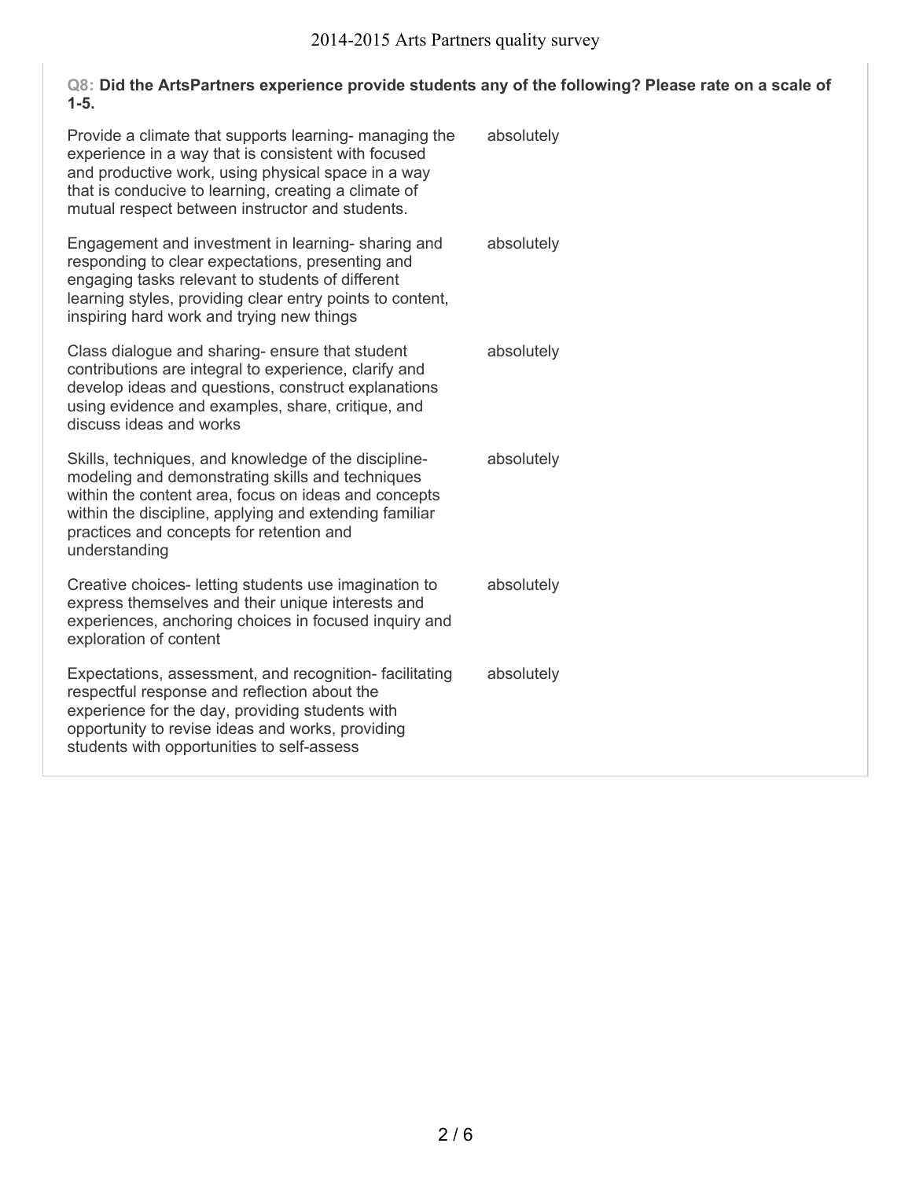**Q8: Did the ArtsPartners experience provide students any of the following? Please rate on a scale of 1-5.**

| | |
|---|---|
| Provide a climate that supports learning- managing the experience in a way that is consistent with focused and productive work, using physical space in a way that is conducive to learning, creating a climate of mutual respect between instructor and students. | absolutely |
| Engagement and investment in learning- sharing and responding to clear expectations, presenting and engaging tasks relevant to students of different learning styles, providing clear entry points to content, inspiring hard work and trying new things | absolutely |
| Class dialogue and sharing- ensure that student contributions are integral to experience, clarify and develop ideas and questions, construct explanations using evidence and examples, share, critique, and discuss ideas and works | absolutely |
| Skills, techniques, and knowledge of the discipline- modeling and demonstrating skills and techniques within the content area, focus on ideas and concepts within the discipline, applying and extending familiar practices and concepts for retention and understanding | absolutely |
| Creative choices- letting students use imagination to express themselves and their unique interests and experiences, anchoring choices in focused inquiry and exploration of content | absolutely |
| Expectations, assessment, and recognition- facilitating respectful response and reflection about the experience for the day, providing students with opportunity to revise ideas and works, providing students with opportunities to self-assess | absolutely |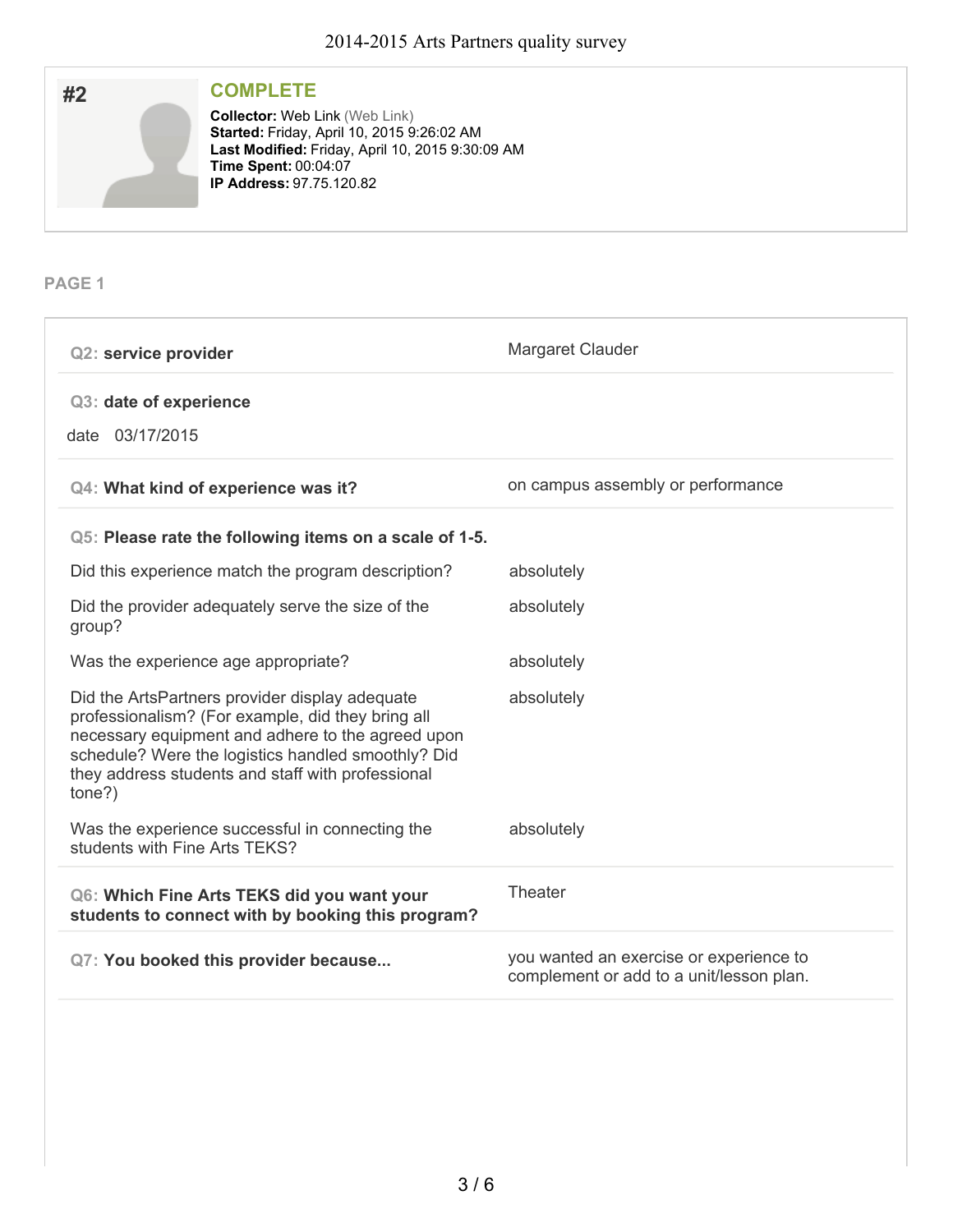## #2

### COMPLETE

**Collector:** Web Link (Web Link)
**Started:** Friday, April 10, 2015 9:26:02 AM
**Last Modified:** Friday, April 10, 2015 9:30:09 AM
**Time Spent:** 00:04:07
**IP Address:** 97.75.120.82

### PAGE 1

**Q2: service provider**

Margaret Clauder

**Q3: date of experience**

date 03/17/2015

**Q4: What kind of experience was it?**

on campus assembly or performance

**Q5: Please rate the following items on a scale of 1-5.**

| Item | Rating |
| --- | --- |
| Did this experience match the program description? | absolutely |
| Did the provider adequately serve the size of the group? | absolutely |
| Was the experience age appropriate? | absolutely |
| Did the ArtsPartners provider display adequate professionalism? (For example, did they bring all necessary equipment and adhere to the agreed upon schedule? Were the logistics handled smoothly? Did they address students and staff with professional tone?) | absolutely |
| Was the experience successful in connecting the students with Fine Arts TEKS? | absolutely |

**Q6: Which Fine Arts TEKS did you want your students to connect with by booking this program?**

Theater

**Q7: You booked this provider because...**

you wanted an exercise or experience to complement or add to a unit/lesson plan.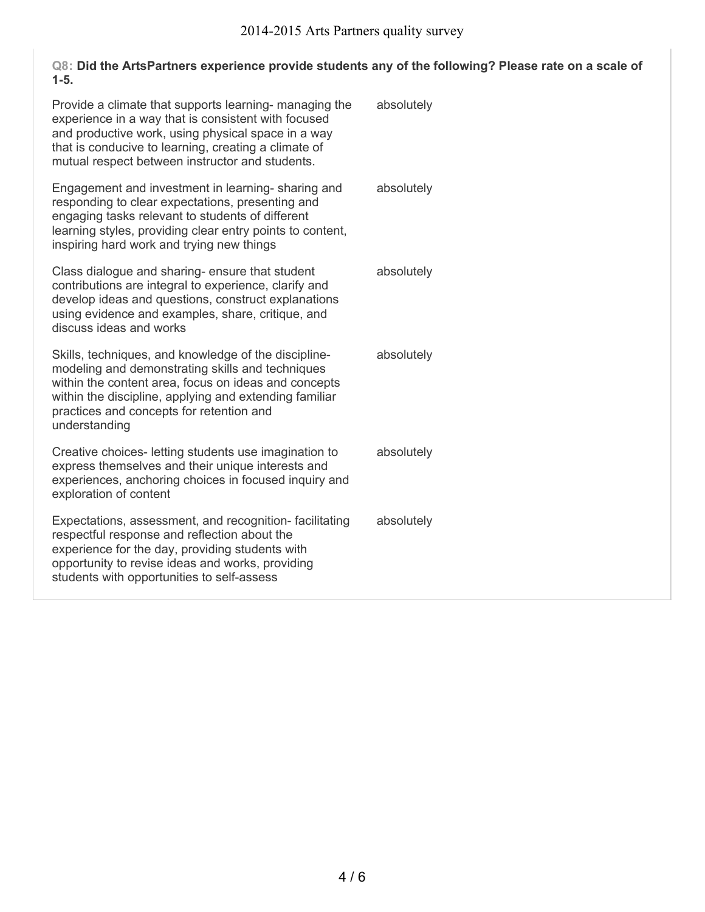**Q8: Did the ArtsPartners experience provide students any of the following? Please rate on a scale of 1-5.**

| | |
|---|---|
| Provide a climate that supports learning- managing the experience in a way that is consistent with focused and productive work, using physical space in a way that is conducive to learning, creating a climate of mutual respect between instructor and students. | absolutely |
| Engagement and investment in learning- sharing and responding to clear expectations, presenting and engaging tasks relevant to students of different learning styles, providing clear entry points to content, inspiring hard work and trying new things | absolutely |
| Class dialogue and sharing- ensure that student contributions are integral to experience, clarify and develop ideas and questions, construct explanations using evidence and examples, share, critique, and discuss ideas and works | absolutely |
| Skills, techniques, and knowledge of the discipline- modeling and demonstrating skills and techniques within the content area, focus on ideas and concepts within the discipline, applying and extending familiar practices and concepts for retention and understanding | absolutely |
| Creative choices- letting students use imagination to express themselves and their unique interests and experiences, anchoring choices in focused inquiry and exploration of content | absolutely |
| Expectations, assessment, and recognition- facilitating respectful response and reflection about the experience for the day, providing students with opportunity to revise ideas and works, providing students with opportunities to self-assess | absolutely |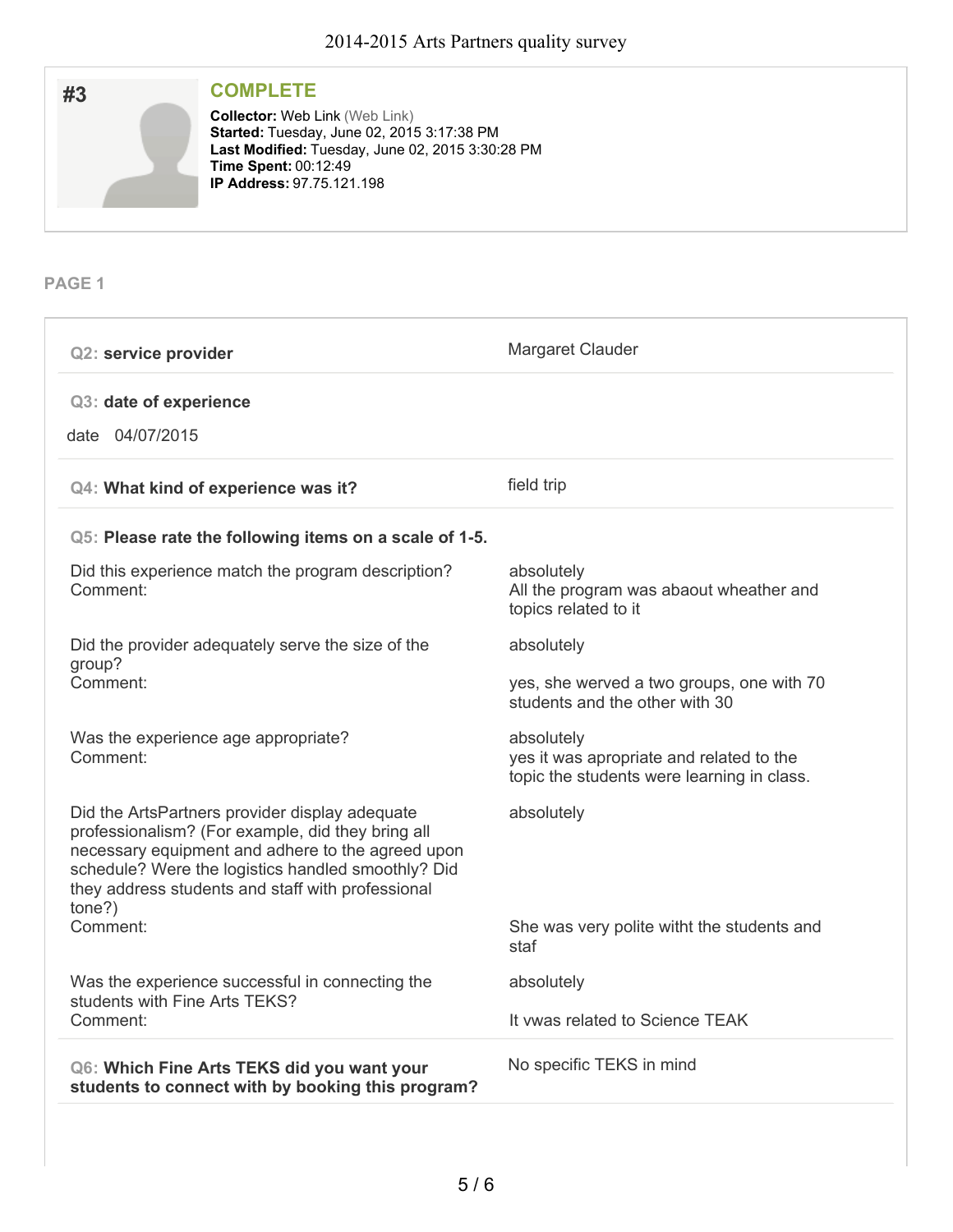# 2014-2015 Arts Partners quality survey

## #3

**COMPLETE**

**Collector:** Web Link (Web Link)
**Started:** Tuesday, June 02, 2015 3:17:38 PM
**Last Modified:** Tuesday, June 02, 2015 3:30:28 PM
**Time Spent:** 00:12:49
**IP Address:** 97.75.121.198

### PAGE 1

**Q2: service provider**

Margaret Clauder

**Q3: date of experience**

date 04/07/2015

**Q4: What kind of experience was it?**

field trip

**Q5: Please rate the following items on a scale of 1-5.**

Did this experience match the program description?
Comment:

absolutely
All the program was abaout wheather and topics related to it

Did the provider adequately serve the size of the group?
Comment:

absolutely

yes, she werved a two groups, one with 70 students and the other with 30

Was the experience age appropriate?
Comment:

absolutely
yes it was apropriate and related to the topic the students were learning in class.

Did the ArtsPartners provider display adequate professionalism? (For example, did they bring all necessary equipment and adhere to the agreed upon schedule? Were the logistics handled smoothly? Did they address students and staff with professional tone?)
Comment:

absolutely

She was very polite witht the students and staf

Was the experience successful in connecting the students with Fine Arts TEKS?
Comment:

absolutely

It vwas related to Science TEAK

**Q6: Which Fine Arts TEKS did you want your students to connect with by booking this program?**

No specific TEKS in mind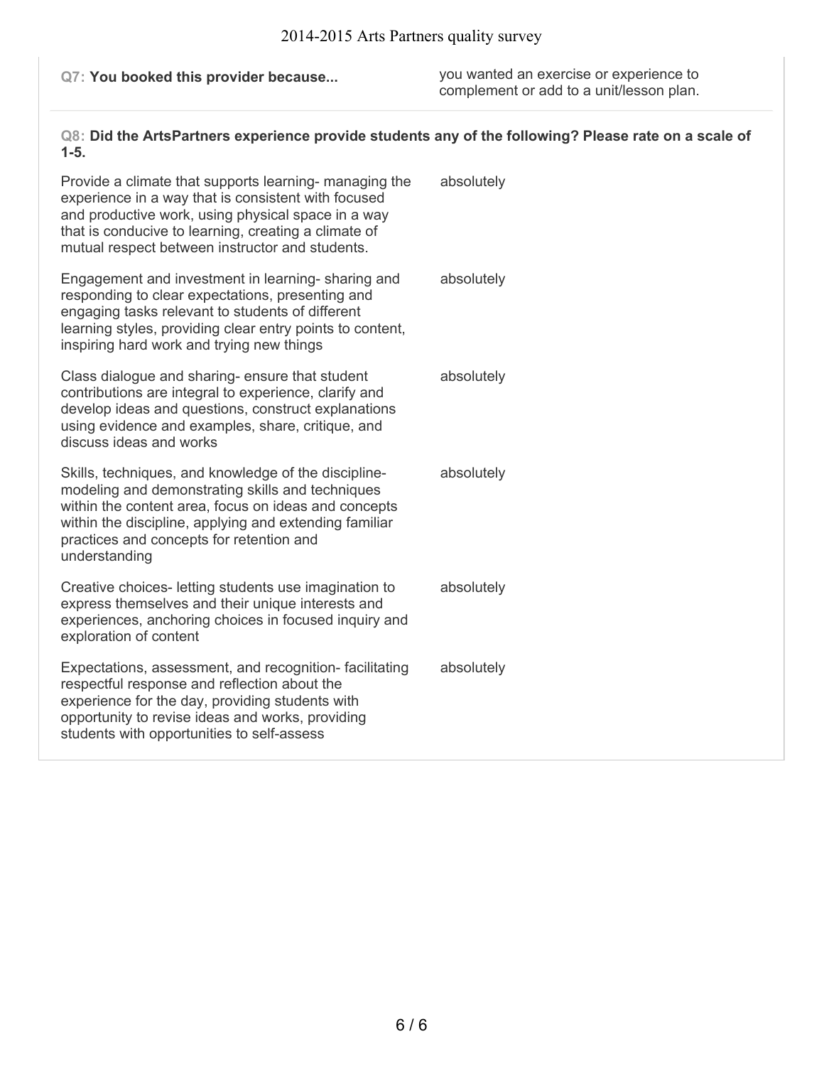**Q7: You booked this provider because...** you wanted an exercise or experience to complement or add to a unit/lesson plan.

**Q8: Did the ArtsPartners experience provide students any of the following? Please rate on a scale of 1-5.**

| | |
|---|---|
| Provide a climate that supports learning- managing the experience in a way that is consistent with focused and productive work, using physical space in a way that is conducive to learning, creating a climate of mutual respect between instructor and students. | absolutely |
| Engagement and investment in learning- sharing and responding to clear expectations, presenting and engaging tasks relevant to students of different learning styles, providing clear entry points to content, inspiring hard work and trying new things | absolutely |
| Class dialogue and sharing- ensure that student contributions are integral to experience, clarify and develop ideas and questions, construct explanations using evidence and examples, share, critique, and discuss ideas and works | absolutely |
| Skills, techniques, and knowledge of the discipline- modeling and demonstrating skills and techniques within the content area, focus on ideas and concepts within the discipline, applying and extending familiar practices and concepts for retention and understanding | absolutely |
| Creative choices- letting students use imagination to express themselves and their unique interests and experiences, anchoring choices in focused inquiry and exploration of content | absolutely |
| Expectations, assessment, and recognition- facilitating respectful response and reflection about the experience for the day, providing students with opportunity to revise ideas and works, providing students with opportunities to self-assess | absolutely |